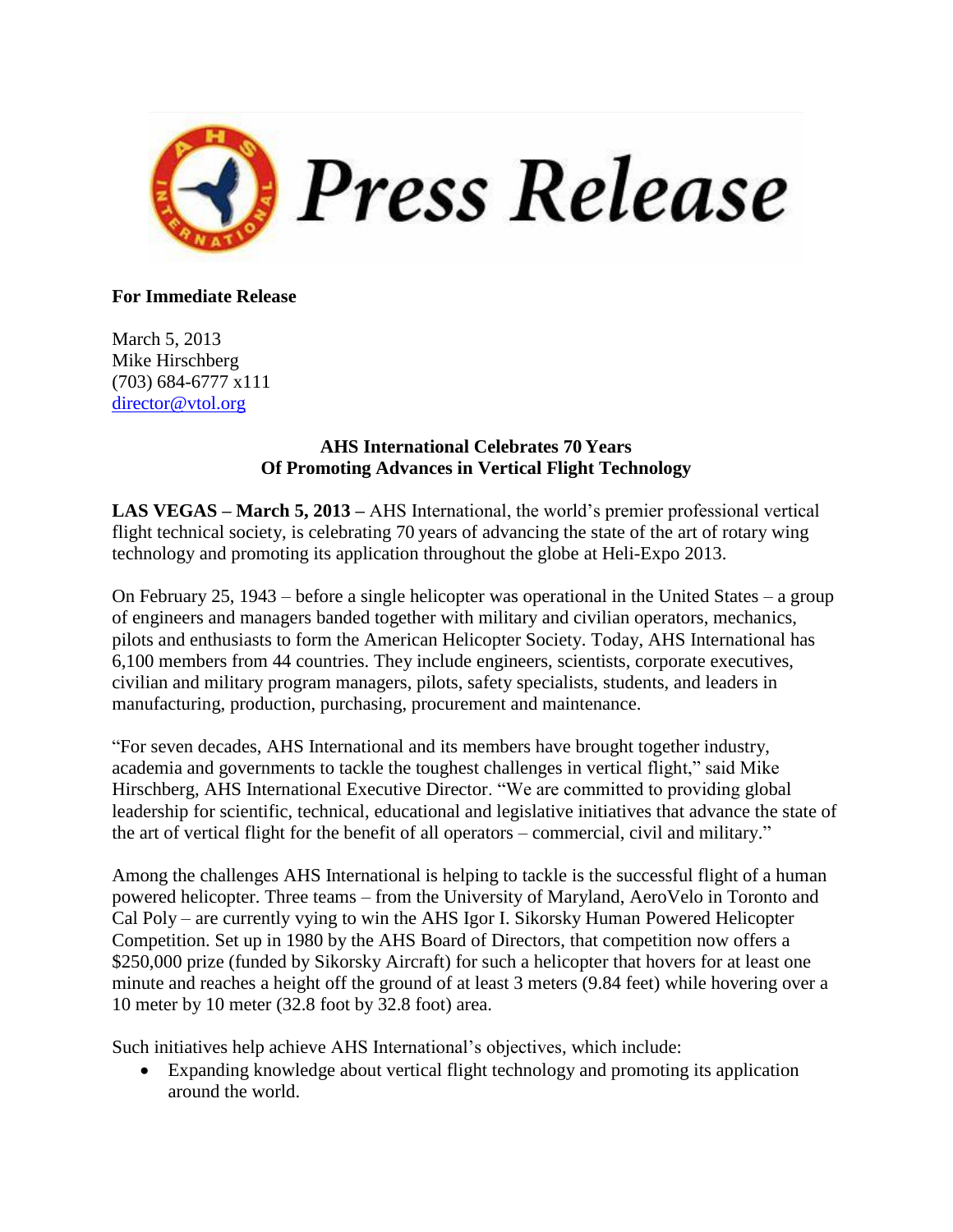# Press Release

**For Immediate Release**

March 5, 2013
Mike Hirschberg
(703) 684-6777 x111
director@vtol.org

**AHS International Celebrates 70 Years**
**Of Promoting Advances in Vertical Flight Technology**

**LAS VEGAS – March 5, 2013 –** AHS International, the world's premier professional vertical flight technical society, is celebrating 70 years of advancing the state of the art of rotary wing technology and promoting its application throughout the globe at Heli-Expo 2013.

On February 25, 1943 – before a single helicopter was operational in the United States – a group of engineers and managers banded together with military and civilian operators, mechanics, pilots and enthusiasts to form the American Helicopter Society. Today, AHS International has 6,100 members from 44 countries. They include engineers, scientists, corporate executives, civilian and military program managers, pilots, safety specialists, students, and leaders in manufacturing, production, purchasing, procurement and maintenance.

"For seven decades, AHS International and its members have brought together industry, academia and governments to tackle the toughest challenges in vertical flight," said Mike Hirschberg, AHS International Executive Director. "We are committed to providing global leadership for scientific, technical, educational and legislative initiatives that advance the state of the art of vertical flight for the benefit of all operators – commercial, civil and military."

Among the challenges AHS International is helping to tackle is the successful flight of a human powered helicopter. Three teams – from the University of Maryland, AeroVelo in Toronto and Cal Poly – are currently vying to win the AHS Igor I. Sikorsky Human Powered Helicopter Competition. Set up in 1980 by the AHS Board of Directors, that competition now offers a $250,000 prize (funded by Sikorsky Aircraft) for such a helicopter that hovers for at least one minute and reaches a height off the ground of at least 3 meters (9.84 feet) while hovering over a 10 meter by 10 meter (32.8 foot by 32.8 foot) area.

Such initiatives help achieve AHS International's objectives, which include:

- Expanding knowledge about vertical flight technology and promoting its application around the world.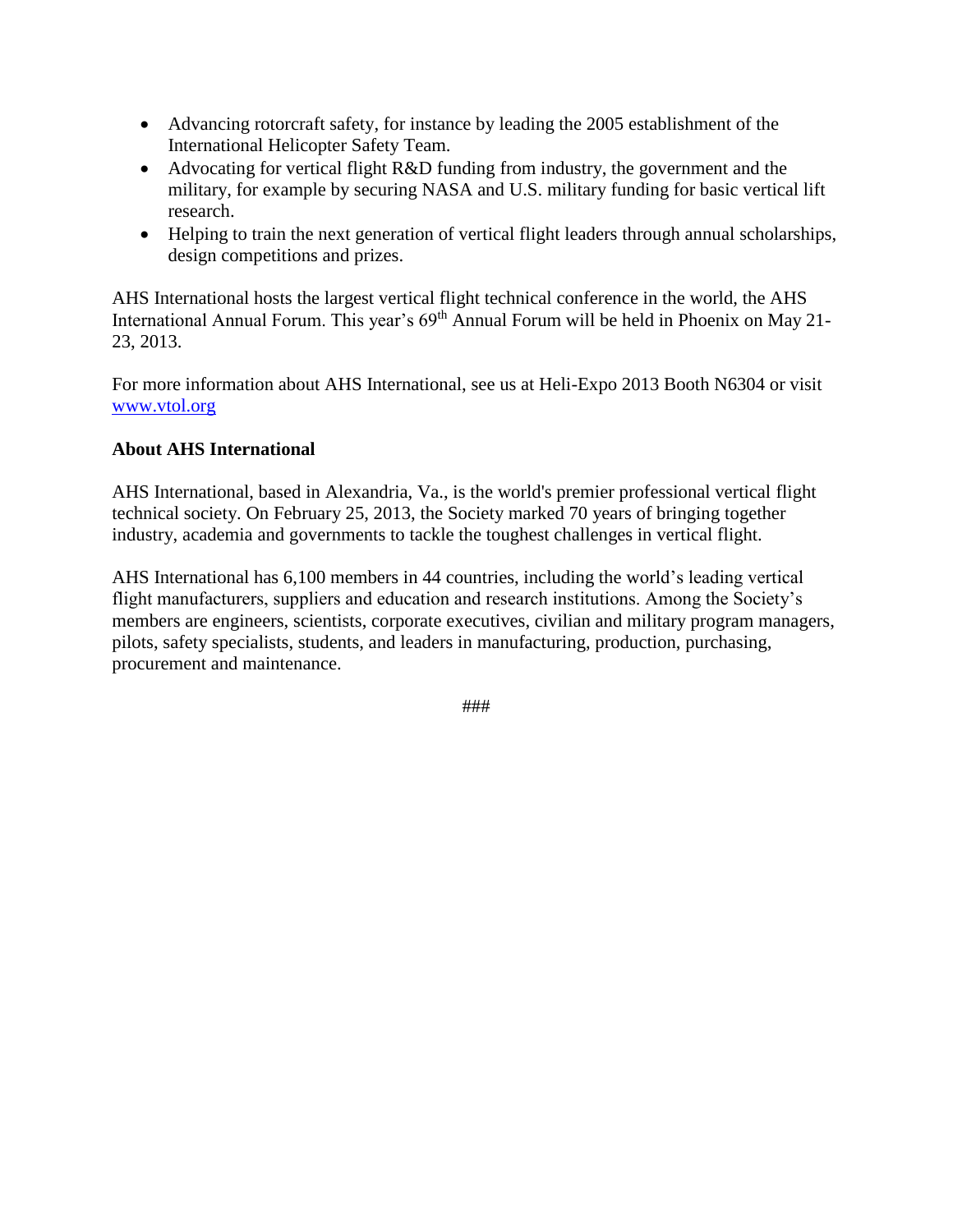- Advancing rotorcraft safety, for instance by leading the 2005 establishment of the International Helicopter Safety Team.
- Advocating for vertical flight R&D funding from industry, the government and the military, for example by securing NASA and U.S. military funding for basic vertical lift research.
- Helping to train the next generation of vertical flight leaders through annual scholarships, design competitions and prizes.

AHS International hosts the largest vertical flight technical conference in the world, the AHS International Annual Forum. This year's 69th Annual Forum will be held in Phoenix on May 21-23, 2013.

For more information about AHS International, see us at Heli-Expo 2013 Booth N6304 or visit [www.vtol.org](http://www.vtol.org)

**About AHS International**

AHS International, based in Alexandria, Va., is the world's premier professional vertical flight technical society. On February 25, 2013, the Society marked 70 years of bringing together industry, academia and governments to tackle the toughest challenges in vertical flight.

AHS International has 6,100 members in 44 countries, including the world's leading vertical flight manufacturers, suppliers and education and research institutions. Among the Society's members are engineers, scientists, corporate executives, civilian and military program managers, pilots, safety specialists, students, and leaders in manufacturing, production, purchasing, procurement and maintenance.

###